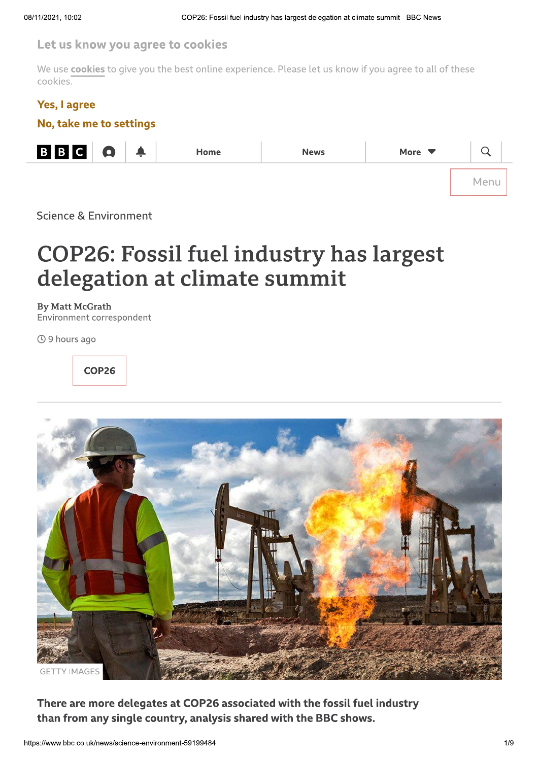Let us know you agree to cookies

We use cookies to give you the best online experience. Please let us know if you agree to all of these cookies.

Yes, I agree

No, take me to settings

Home | News | More

Menu

Science & Environment

# COP26: Fossil fuel industry has largest delegation at climate summit

**By Matt McGrath**
Environment correspondent

9 hours ago

COP26

GETTY IMAGES

**There are more delegates at COP26 associated with the fossil fuel industry than from any single country, analysis shared with the BBC shows.**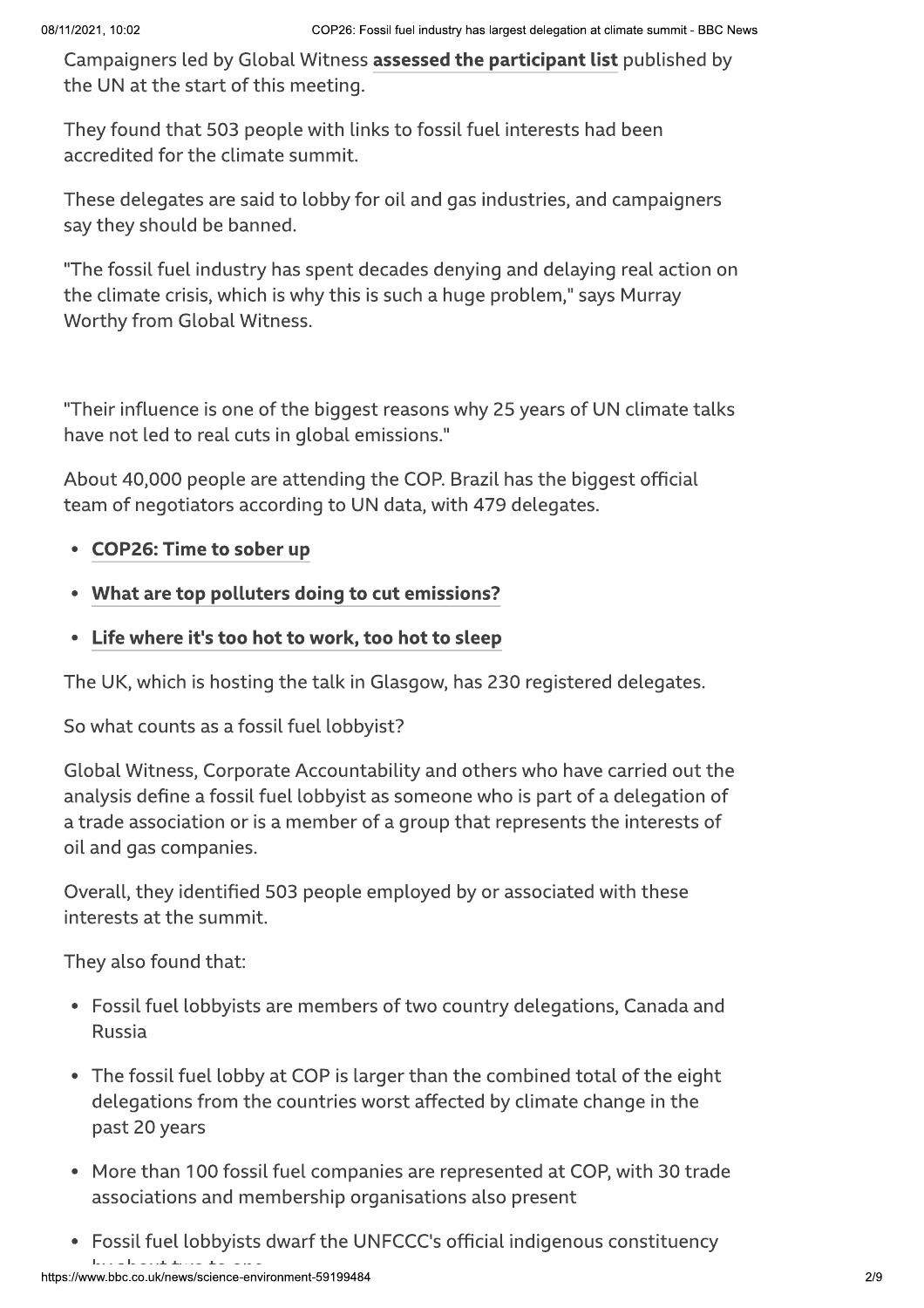Campaigners led by Global Witness **assessed the participant list** published by the UN at the start of this meeting.

They found that 503 people with links to fossil fuel interests had been accredited for the climate summit.

These delegates are said to lobby for oil and gas industries, and campaigners say they should be banned.

"The fossil fuel industry has spent decades denying and delaying real action on the climate crisis, which is why this is such a huge problem," says Murray Worthy from Global Witness.

"Their influence is one of the biggest reasons why 25 years of UN climate talks have not led to real cuts in global emissions."

About 40,000 people are attending the COP. Brazil has the biggest official team of negotiators according to UN data, with 479 delegates.

- **COP26: Time to sober up**
- **What are top polluters doing to cut emissions?**
- **Life where it's too hot to work, too hot to sleep**

The UK, which is hosting the talk in Glasgow, has 230 registered delegates.

So what counts as a fossil fuel lobbyist?

Global Witness, Corporate Accountability and others who have carried out the analysis define a fossil fuel lobbyist as someone who is part of a delegation of a trade association or is a member of a group that represents the interests of oil and gas companies.

Overall, they identified 503 people employed by or associated with these interests at the summit.

They also found that:

- Fossil fuel lobbyists are members of two country delegations, Canada and Russia
- The fossil fuel lobby at COP is larger than the combined total of the eight delegations from the countries worst affected by climate change in the past 20 years
- More than 100 fossil fuel companies are represented at COP, with 30 trade associations and membership organisations also present
- Fossil fuel lobbyists dwarf the UNFCCC's official indigenous constituency by about two to one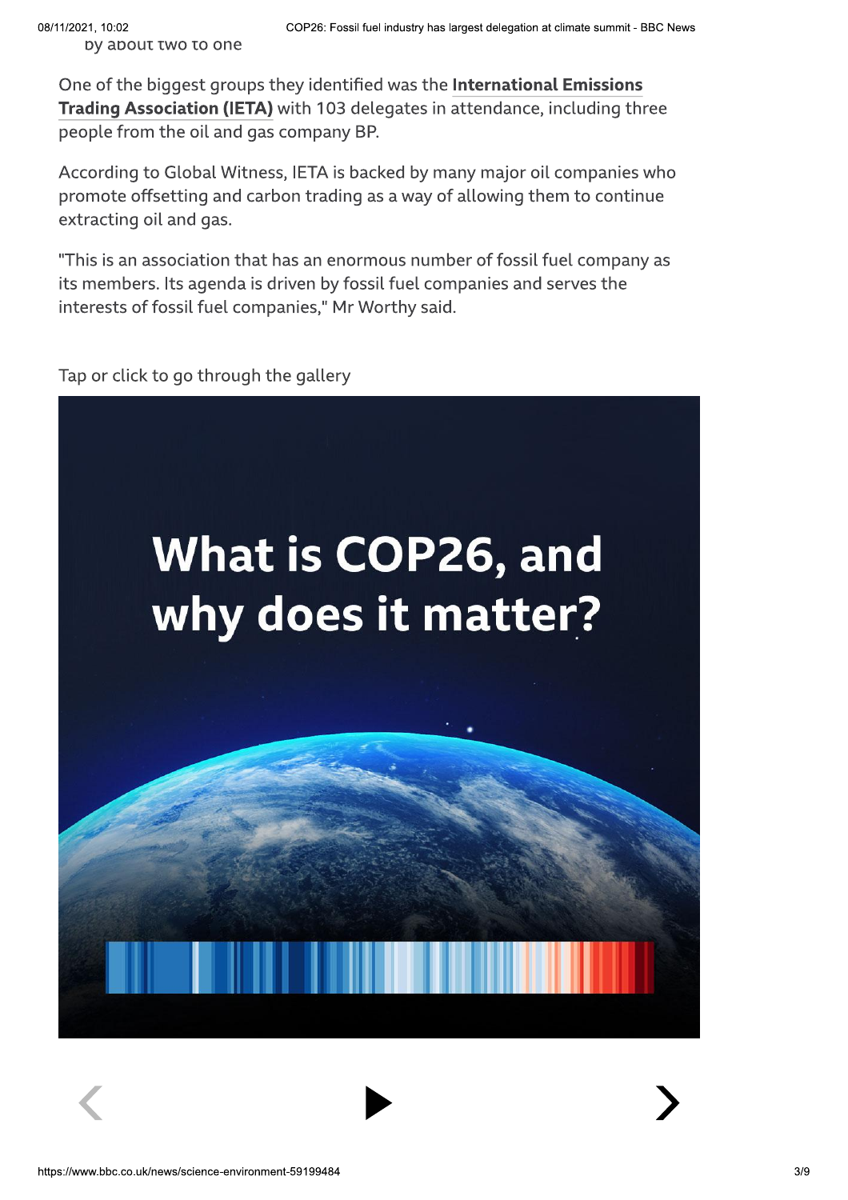by about two to one

One of the biggest groups they identified was the **International Emissions Trading Association (IETA)** with 103 delegates in attendance, including three people from the oil and gas company BP.

According to Global Witness, IETA is backed by many major oil companies who promote offsetting and carbon trading as a way of allowing them to continue extracting oil and gas.

"This is an association that has an enormous number of fossil fuel company as its members. Its agenda is driven by fossil fuel companies and serves the interests of fossil fuel companies," Mr Worthy said.

Tap or click to go through the gallery

What is COP26, and why does it matter?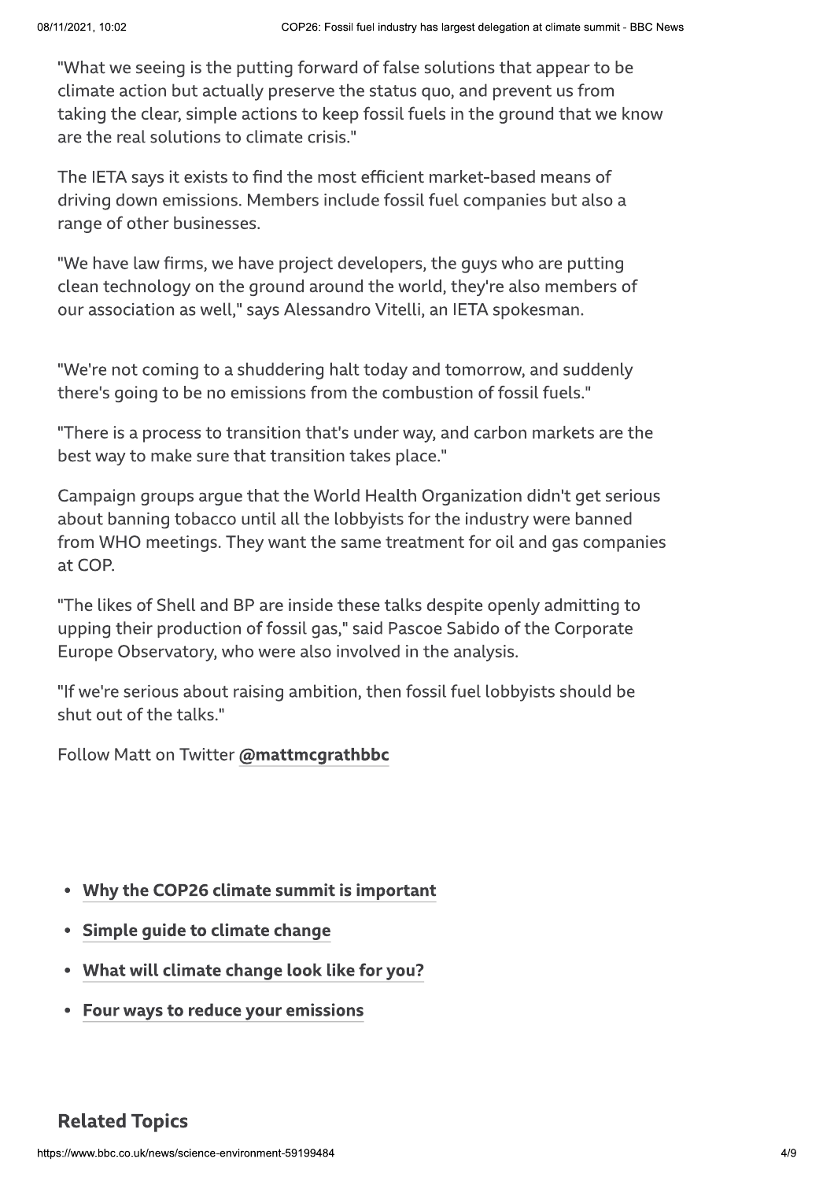"What we seeing is the putting forward of false solutions that appear to be climate action but actually preserve the status quo, and prevent us from taking the clear, simple actions to keep fossil fuels in the ground that we know are the real solutions to climate crisis."

The IETA says it exists to find the most efficient market-based means of driving down emissions. Members include fossil fuel companies but also a range of other businesses.

"We have law firms, we have project developers, the guys who are putting clean technology on the ground around the world, they're also members of our association as well," says Alessandro Vitelli, an IETA spokesman.

"We're not coming to a shuddering halt today and tomorrow, and suddenly there's going to be no emissions from the combustion of fossil fuels."

"There is a process to transition that's under way, and carbon markets are the best way to make sure that transition takes place."

Campaign groups argue that the World Health Organization didn't get serious about banning tobacco until all the lobbyists for the industry were banned from WHO meetings. They want the same treatment for oil and gas companies at COP.

"The likes of Shell and BP are inside these talks despite openly admitting to upping their production of fossil gas," said Pascoe Sabido of the Corporate Europe Observatory, who were also involved in the analysis.

"If we're serious about raising ambition, then fossil fuel lobbyists should be shut out of the talks."

Follow Matt on Twitter **@mattmcgrathbbc**

- **Why the COP26 climate summit is important**
- **Simple guide to climate change**
- **What will climate change look like for you?**
- **Four ways to reduce your emissions**

## Related Topics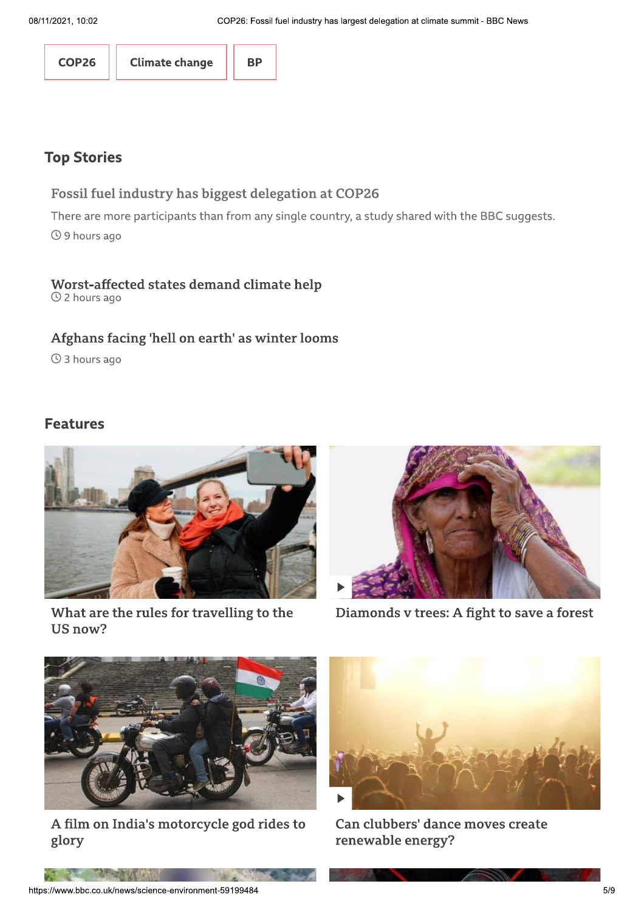COP26

Climate change

BP

## Top Stories

### Fossil fuel industry has biggest delegation at COP26

There are more participants than from any single country, a study shared with the BBC suggests.

9 hours ago

### Worst-affected states demand climate help

2 hours ago

### Afghans facing 'hell on earth' as winter looms

3 hours ago

## Features

What are the rules for travelling to the US now?

Diamonds v trees: A fight to save a forest

A film on India's motorcycle god rides to glory

Can clubbers' dance moves create renewable energy?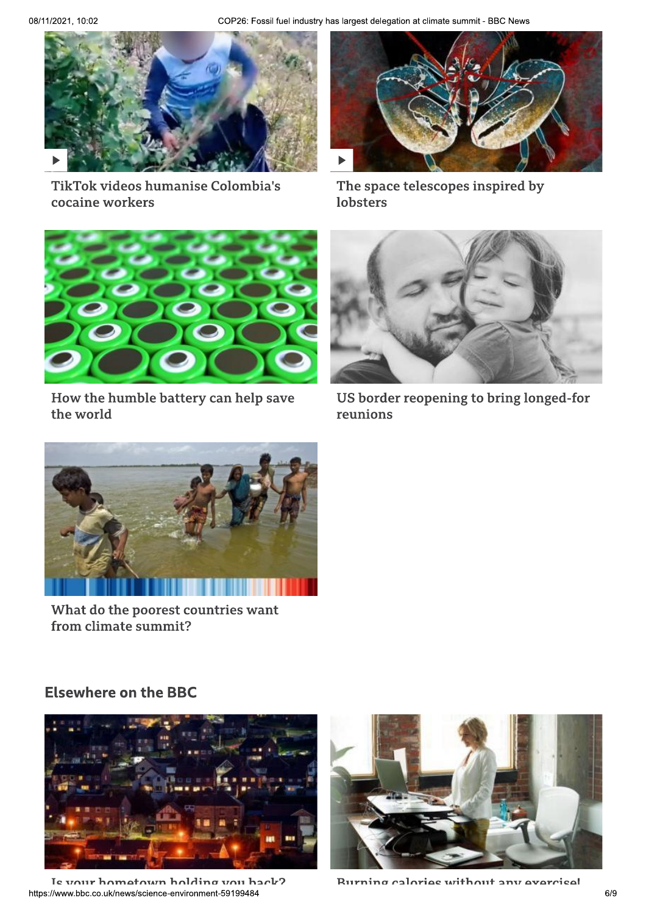TikTok videos humanise Colombia's cocaine workers

The space telescopes inspired by lobsters

How the humble battery can help save the world

US border reopening to bring longed-for reunions

What do the poorest countries want from climate summit?

## Elsewhere on the BBC

Is your hometown holding you back?

Burning calories without any exercise!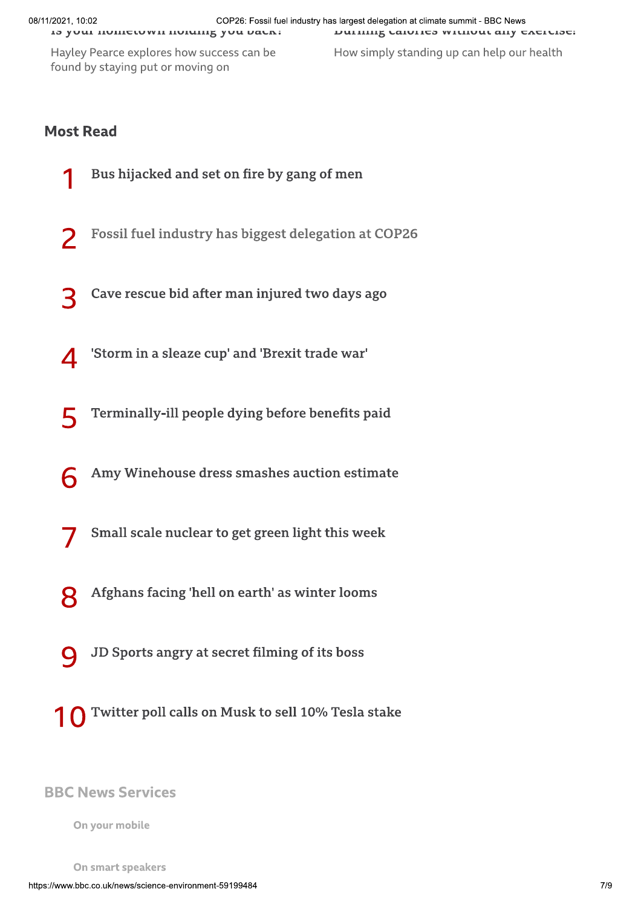Is your hometown holding you back?

Hayley Pearce explores how success can be found by staying put or moving on

Burning calories without any exercise?

How simply standing up can help our health

## Most Read

1. Bus hijacked and set on fire by gang of men
2. Fossil fuel industry has biggest delegation at COP26
3. Cave rescue bid after man injured two days ago
4. 'Storm in a sleaze cup' and 'Brexit trade war'
5. Terminally-ill people dying before benefits paid
6. Amy Winehouse dress smashes auction estimate
7. Small scale nuclear to get green light this week
8. Afghans facing 'hell on earth' as winter looms
9. JD Sports angry at secret filming of its boss
10. Twitter poll calls on Musk to sell 10% Tesla stake

## BBC News Services

- On your mobile
- On smart speakers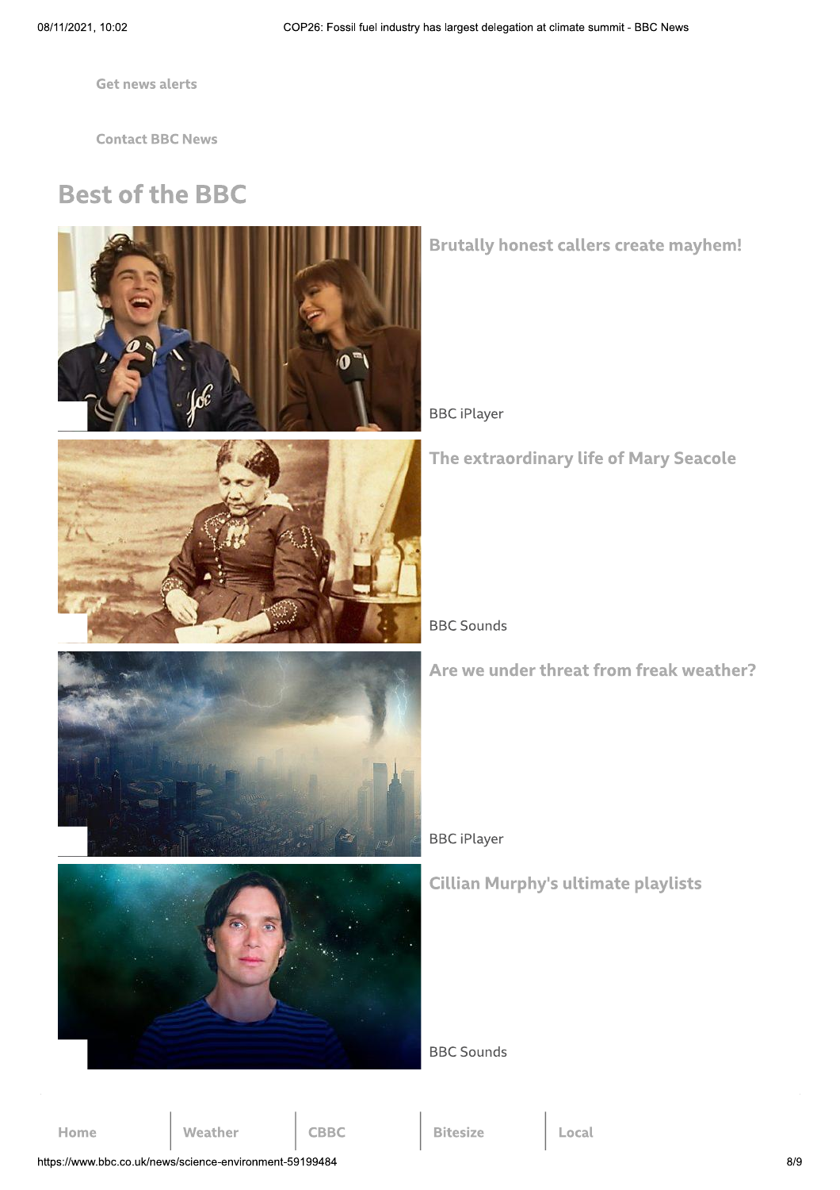Get news alerts

Contact BBC News

## Best of the BBC

**Brutally honest callers create mayhem!**

BBC iPlayer

**The extraordinary life of Mary Seacole**

BBC Sounds

**Are we under threat from freak weather?**

BBC iPlayer

**Cillian Murphy's ultimate playlists**

BBC Sounds

Home | Weather | CBBC | Bitesize | Local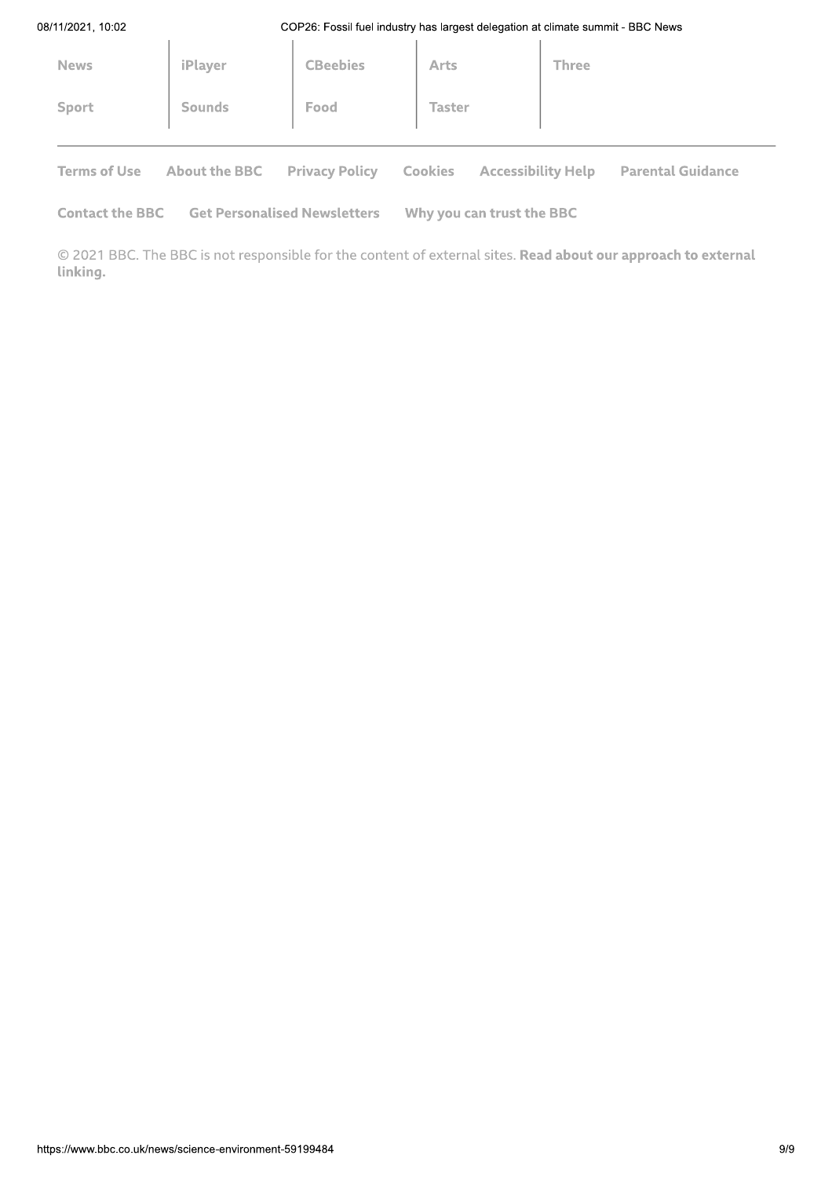News | iPlayer | CBeebies | Arts | Three
Sport | Sounds | Food | Taster

Terms of Use  About the BBC  Privacy Policy  Cookies  Accessibility Help  Parental Guidance

Contact the BBC  Get Personalised Newsletters  Why you can trust the BBC

© 2021 BBC. The BBC is not responsible for the content of external sites. **Read about our approach to external linking.**